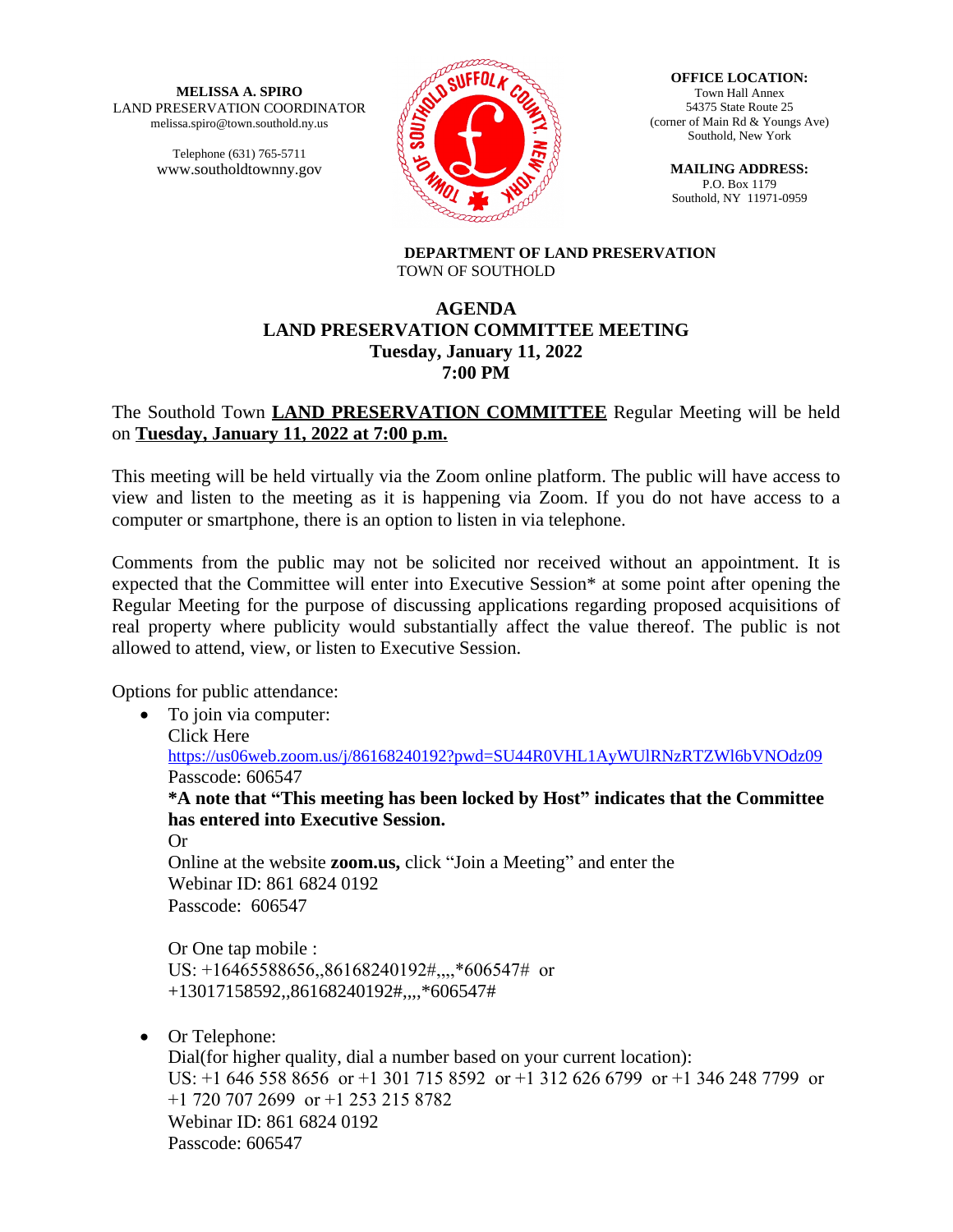**MELISSA A. SPIRO**
LAND PRESERVATION COORDINATOR
melissa.spiro@town.southold.ny.us

Telephone (631) 765-5711
www.southoldtownny.gov

**OFFICE LOCATION:**
Town Hall Annex
54375 State Route 25
(corner of Main Rd & Youngs Ave)
Southold, New York

**MAILING ADDRESS:**
P.O. Box 1179
Southold, NY 11971-0959

**DEPARTMENT OF LAND PRESERVATION**
TOWN OF SOUTHOLD

# AGENDA
## LAND PRESERVATION COMMITTEE MEETING
### Tuesday, January 11, 2022
### 7:00 PM

The Southold Town **LAND PRESERVATION COMMITTEE** Regular Meeting will be held on **Tuesday, January 11, 2022 at 7:00 p.m.**

This meeting will be held virtually via the Zoom online platform. The public will have access to view and listen to the meeting as it is happening via Zoom. If you do not have access to a computer or smartphone, there is an option to listen in via telephone.

Comments from the public may not be solicited nor received without an appointment. It is expected that the Committee will enter into Executive Session* at some point after opening the Regular Meeting for the purpose of discussing applications regarding proposed acquisitions of real property where publicity would substantially affect the value thereof. The public is not allowed to attend, view, or listen to Executive Session.

Options for public attendance:

- To join via computer:
  Click Here
  https://us06web.zoom.us/j/86168240192?pwd=SU44R0VHL1AyWUlRNzRTZWl6bVNOdz09
  Passcode: 606547
  **\*A note that "This meeting has been locked by Host" indicates that the Committee has entered into Executive Session.**
  Or
  Online at the website **zoom.us,** click "Join a Meeting" and enter the
  Webinar ID: 861 6824 0192
  Passcode: 606547

  Or One tap mobile :
  US: +16465588656,,86168240192#,,,,*606547# or
  +13017158592,,86168240192#,,,,*606547#

- Or Telephone:
  Dial(for higher quality, dial a number based on your current location):
  US: +1 646 558 8656 or +1 301 715 8592 or +1 312 626 6799 or +1 346 248 7799 or
  +1 720 707 2699 or +1 253 215 8782
  Webinar ID: 861 6824 0192
  Passcode: 606547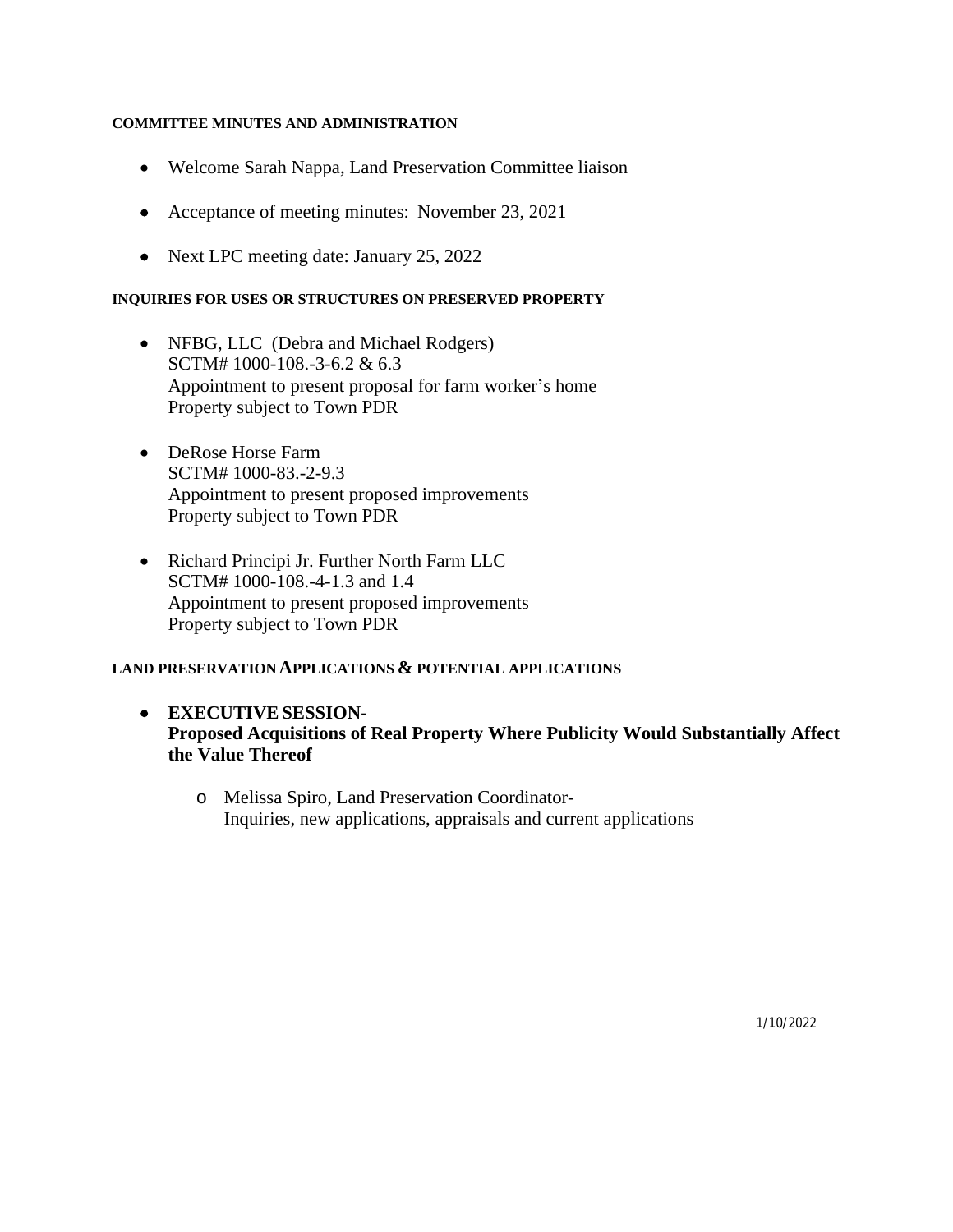#### COMMITTEE MINUTES AND ADMINISTRATION

- Welcome Sarah Nappa, Land Preservation Committee liaison
- Acceptance of meeting minutes: November 23, 2021
- Next LPC meeting date: January 25, 2022

#### INQUIRIES FOR USES OR STRUCTURES ON PRESERVED PROPERTY

- NFBG, LLC (Debra and Michael Rodgers)
  SCTM# 1000-108.-3-6.2 & 6.3
  Appointment to present proposal for farm worker's home
  Property subject to Town PDR

- DeRose Horse Farm
  SCTM# 1000-83.-2-9.3
  Appointment to present proposed improvements
  Property subject to Town PDR

- Richard Principi Jr. Further North Farm LLC
  SCTM# 1000-108.-4-1.3 and 1.4
  Appointment to present proposed improvements
  Property subject to Town PDR

#### LAND PRESERVATION APPLICATIONS & POTENTIAL APPLICATIONS

- **EXECUTIVE SESSION-**
  **Proposed Acquisitions of Real Property Where Publicity Would Substantially Affect the Value Thereof**
  - Melissa Spiro, Land Preservation Coordinator-
    Inquiries, new applications, appraisals and current applications

1/10/2022